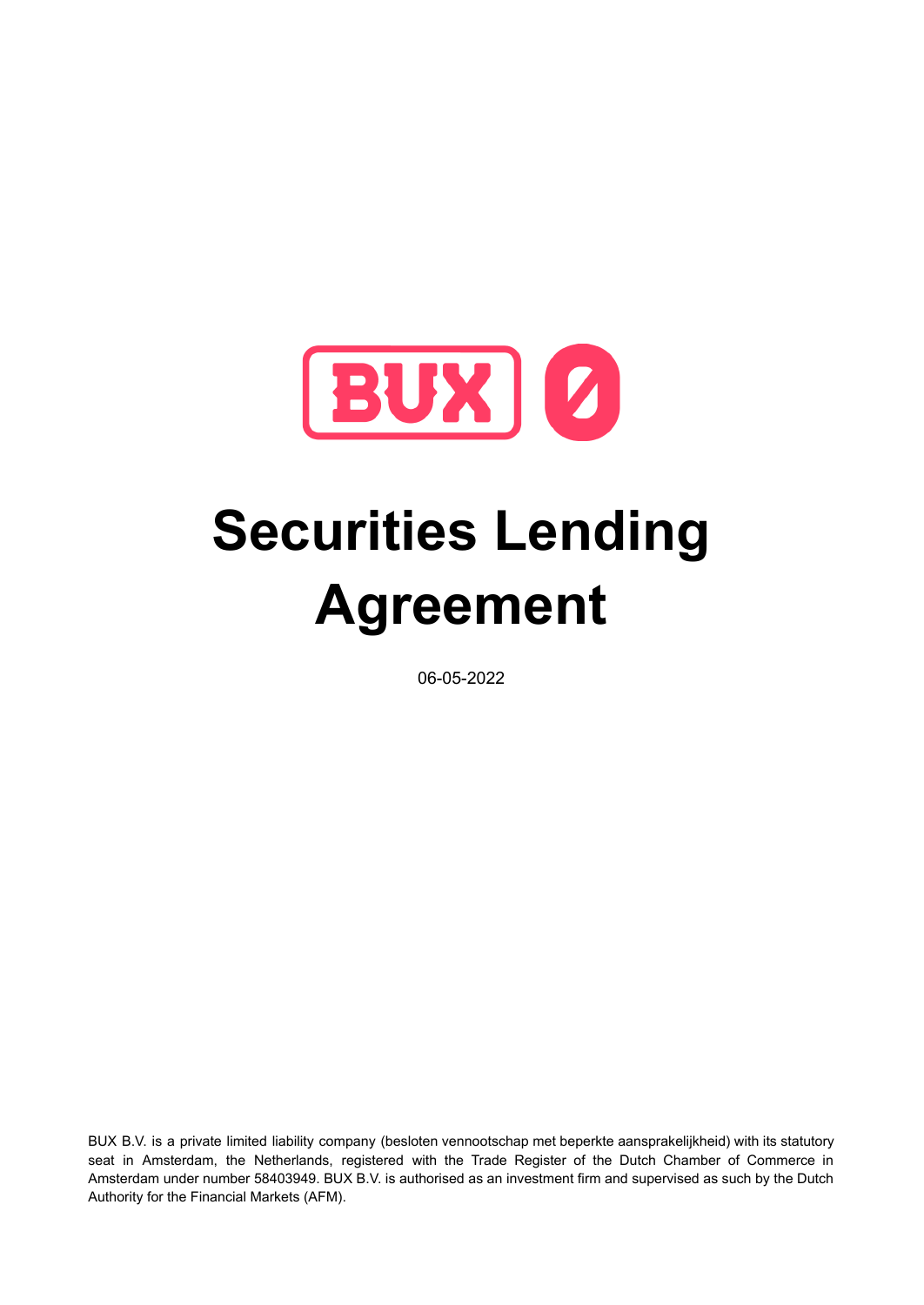# Securities Lending Agreement

06-05-2022

BUX B.V. is a private limited liability company (besloten vennootschap met beperkte aansprakelijkheid) with its statutory seat in Amsterdam, the Netherlands, registered with the Trade Register of the Dutch Chamber of Commerce in Amsterdam under number 58403949. BUX B.V. is authorised as an investment firm and supervised as such by the Dutch Authority for the Financial Markets (AFM).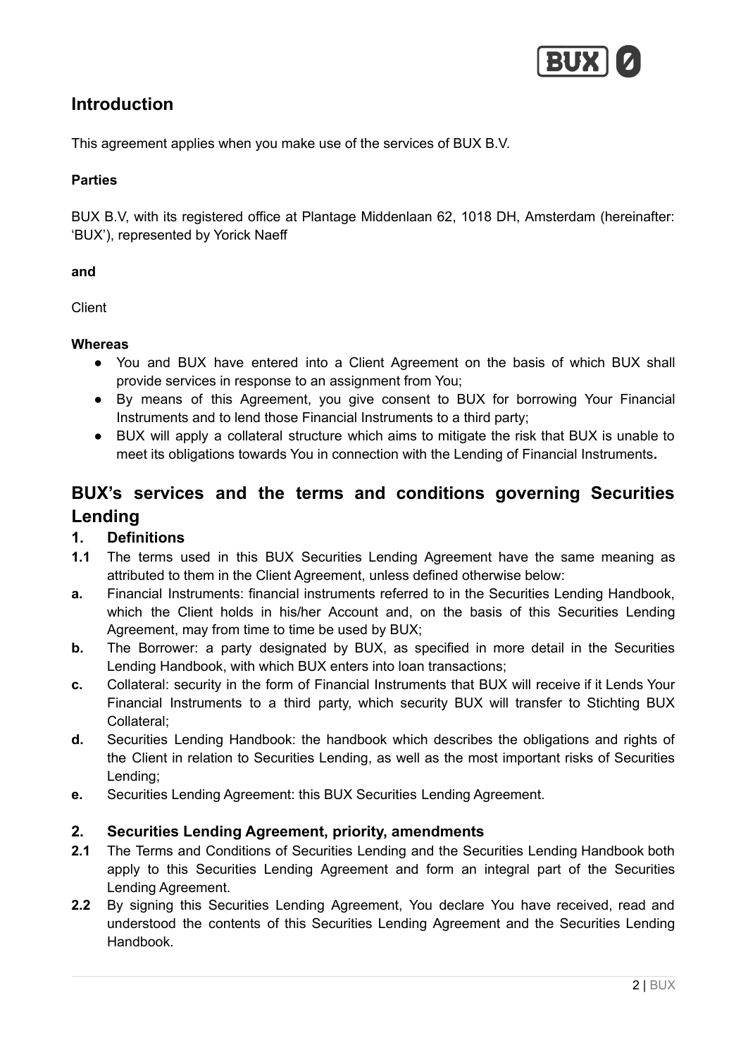## Introduction

This agreement applies when you make use of the services of BUX B.V.

**Parties**

BUX B.V, with its registered office at Plantage Middenlaan 62, 1018 DH, Amsterdam (hereinafter: 'BUX'), represented by Yorick Naeff

**and**

Client

**Whereas**

- You and BUX have entered into a Client Agreement on the basis of which BUX shall provide services in response to an assignment from You;
- By means of this Agreement, you give consent to BUX for borrowing Your Financial Instruments and to lend those Financial Instruments to a third party;
- BUX will apply a collateral structure which aims to mitigate the risk that BUX is unable to meet its obligations towards You in connection with the Lending of Financial Instruments**.**

## BUX's services and the terms and conditions governing Securities Lending

### 1. Definitions

**1.1** The terms used in this BUX Securities Lending Agreement have the same meaning as attributed to them in the Client Agreement, unless defined otherwise below:

**a.** Financial Instruments: financial instruments referred to in the Securities Lending Handbook, which the Client holds in his/her Account and, on the basis of this Securities Lending Agreement, may from time to time be used by BUX;

**b.** The Borrower: a party designated by BUX, as specified in more detail in the Securities Lending Handbook, with which BUX enters into loan transactions;

**c.** Collateral: security in the form of Financial Instruments that BUX will receive if it Lends Your Financial Instruments to a third party, which security BUX will transfer to Stichting BUX Collateral;

**d.** Securities Lending Handbook: the handbook which describes the obligations and rights of the Client in relation to Securities Lending, as well as the most important risks of Securities Lending;

**e.** Securities Lending Agreement: this BUX Securities Lending Agreement.

### 2. Securities Lending Agreement, priority, amendments

**2.1** The Terms and Conditions of Securities Lending and the Securities Lending Handbook both apply to this Securities Lending Agreement and form an integral part of the Securities Lending Agreement.

**2.2** By signing this Securities Lending Agreement, You declare You have received, read and understood the contents of this Securities Lending Agreement and the Securities Lending Handbook.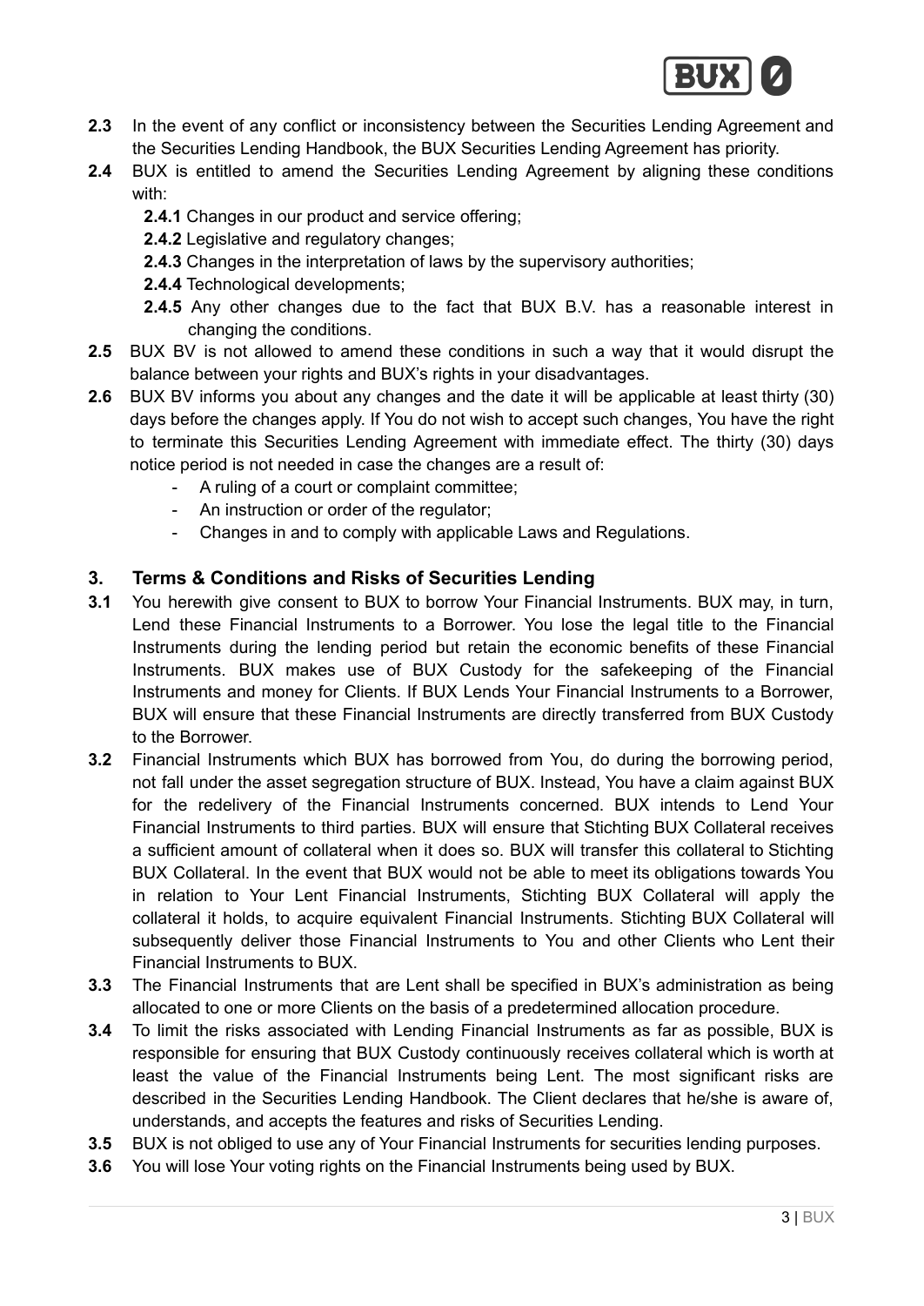**2.3** In the event of any conflict or inconsistency between the Securities Lending Agreement and the Securities Lending Handbook, the BUX Securities Lending Agreement has priority.

**2.4** BUX is entitled to amend the Securities Lending Agreement by aligning these conditions with:

- **2.4.1** Changes in our product and service offering;
- **2.4.2** Legislative and regulatory changes;
- **2.4.3** Changes in the interpretation of laws by the supervisory authorities;
- **2.4.4** Technological developments;
- **2.4.5** Any other changes due to the fact that BUX B.V. has a reasonable interest in changing the conditions.

**2.5** BUX BV is not allowed to amend these conditions in such a way that it would disrupt the balance between your rights and BUX's rights in your disadvantages.

**2.6** BUX BV informs you about any changes and the date it will be applicable at least thirty (30) days before the changes apply. If You do not wish to accept such changes, You have the right to terminate this Securities Lending Agreement with immediate effect. The thirty (30) days notice period is not needed in case the changes are a result of:

- A ruling of a court or complaint committee;
- An instruction or order of the regulator;
- Changes in and to comply with applicable Laws and Regulations.

## 3. Terms & Conditions and Risks of Securities Lending

**3.1** You herewith give consent to BUX to borrow Your Financial Instruments. BUX may, in turn, Lend these Financial Instruments to a Borrower. You lose the legal title to the Financial Instruments during the lending period but retain the economic benefits of these Financial Instruments. BUX makes use of BUX Custody for the safekeeping of the Financial Instruments and money for Clients. If BUX Lends Your Financial Instruments to a Borrower, BUX will ensure that these Financial Instruments are directly transferred from BUX Custody to the Borrower.

**3.2** Financial Instruments which BUX has borrowed from You, do during the borrowing period, not fall under the asset segregation structure of BUX. Instead, You have a claim against BUX for the redelivery of the Financial Instruments concerned. BUX intends to Lend Your Financial Instruments to third parties. BUX will ensure that Stichting BUX Collateral receives a sufficient amount of collateral when it does so. BUX will transfer this collateral to Stichting BUX Collateral. In the event that BUX would not be able to meet its obligations towards You in relation to Your Lent Financial Instruments, Stichting BUX Collateral will apply the collateral it holds, to acquire equivalent Financial Instruments. Stichting BUX Collateral will subsequently deliver those Financial Instruments to You and other Clients who Lent their Financial Instruments to BUX.

**3.3** The Financial Instruments that are Lent shall be specified in BUX's administration as being allocated to one or more Clients on the basis of a predetermined allocation procedure.

**3.4** To limit the risks associated with Lending Financial Instruments as far as possible, BUX is responsible for ensuring that BUX Custody continuously receives collateral which is worth at least the value of the Financial Instruments being Lent. The most significant risks are described in the Securities Lending Handbook. The Client declares that he/she is aware of, understands, and accepts the features and risks of Securities Lending.

**3.5** BUX is not obliged to use any of Your Financial Instruments for securities lending purposes.

**3.6** You will lose Your voting rights on the Financial Instruments being used by BUX.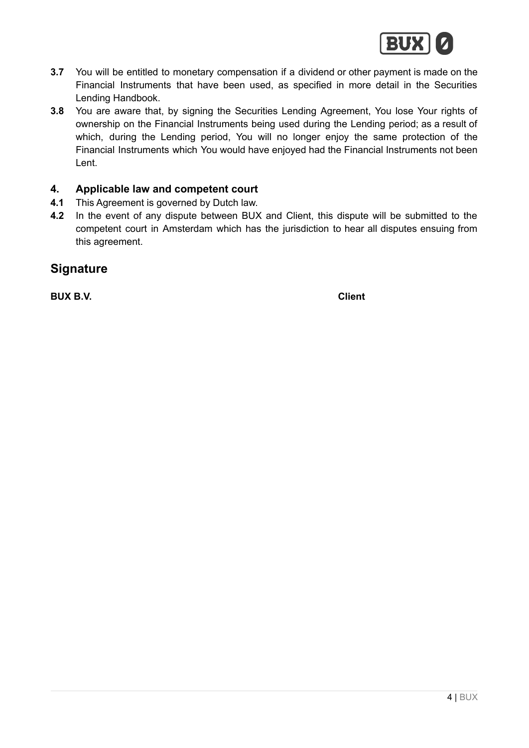**3.7** You will be entitled to monetary compensation if a dividend or other payment is made on the Financial Instruments that have been used, as specified in more detail in the Securities Lending Handbook.

**3.8** You are aware that, by signing the Securities Lending Agreement, You lose Your rights of ownership on the Financial Instruments being used during the Lending period; as a result of which, during the Lending period, You will no longer enjoy the same protection of the Financial Instruments which You would have enjoyed had the Financial Instruments not been Lent.

### 4. Applicable law and competent court

**4.1** This Agreement is governed by Dutch law.

**4.2** In the event of any dispute between BUX and Client, this dispute will be submitted to the competent court in Amsterdam which has the jurisdiction to hear all disputes ensuing from this agreement.

## Signature

**BUX B.V.** **Client**